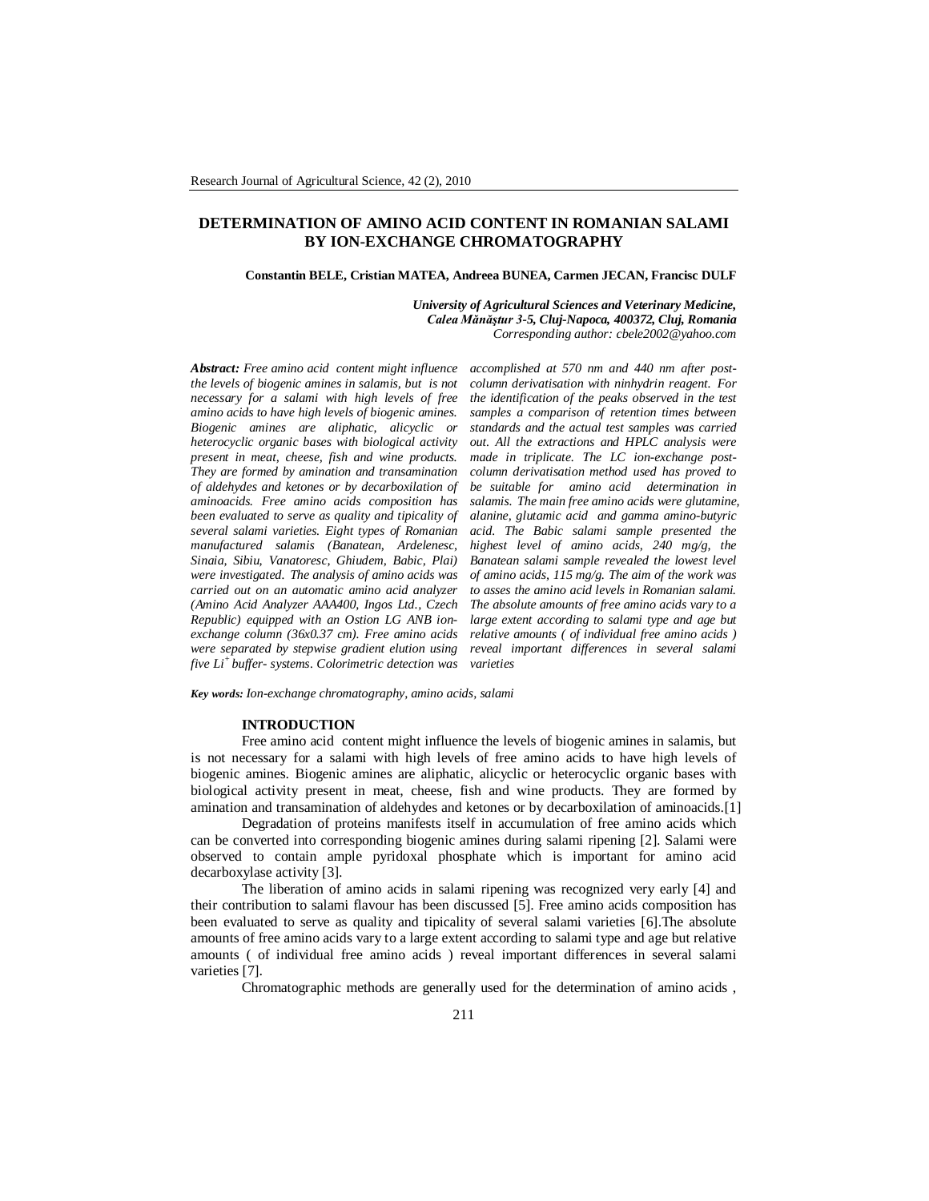# DETERMINATION OF AMINO ACID CONTENT IN ROMANIAN SALAMI BY ION-EXCHANGE CHROMATOGRAPHY

**Constantin BELE, Cristian MATEA, Andreea BUNEA, Carmen JECAN, Francisc DULF**

***University of Agricultural Sciences and Veterinary Medicine,***
***Calea Mănăştur 3-5, Cluj-Napoca, 400372, Cluj, Romania***
*Corresponding author: cbele2002@yahoo.com*

***Abstract:*** *Free amino acid content might influence the levels of biogenic amines in salamis, but is not necessary for a salami with high levels of free amino acids to have high levels of biogenic amines. Biogenic amines are aliphatic, alicyclic or heterocyclic organic bases with biological activity present in meat, cheese, fish and wine products. They are formed by amination and transamination of aldehydes and ketones or by decarboxilation of aminoacids. Free amino acids composition has been evaluated to serve as quality and tipicality of several salami varieties. Eight types of Romanian manufactured salamis (Banatean, Ardelenesc, Sinaia, Sibiu, Vanatoresc, Ghiudem, Babic, Plai) were investigated. The analysis of amino acids was carried out on an automatic amino acid analyzer (Amino Acid Analyzer AAA400, Ingos Ltd., Czech Republic) equipped with an Ostion LG ANB ion-exchange column (36x0.37 cm). Free amino acids were separated by stepwise gradient elution using five $Li^+$ buffer- systems. Colorimetric detection was accomplished at 570 nm and 440 nm after post-column derivatisation with ninhydrin reagent. For the identification of the peaks observed in the test samples a comparison of retention times between standards and the actual test samples was carried out. All the extractions and HPLC analysis were made in triplicate. The LC ion-exchange post-column derivatisation method used has proved to be suitable for amino acid determination in salamis. The main free amino acids were glutamine, alanine, glutamic acid and gamma amino-butyric acid. The Babic salami sample presented the highest level of amino acids, 240 mg/g, the Banatean salami sample revealed the lowest level of amino acids, 115 mg/g. The aim of the work was to asses the amino acid levels in Romanian salami. The absolute amounts of free amino acids vary to a large extent according to salami type and age but relative amounts ( of individual free amino acids ) reveal important differences in several salami varieties*

***Key words:*** *Ion-exchange chromatography, amino acids, salami*

## INTRODUCTION

Free amino acid content might influence the levels of biogenic amines in salamis, but is not necessary for a salami with high levels of free amino acids to have high levels of biogenic amines. Biogenic amines are aliphatic, alicyclic or heterocyclic organic bases with biological activity present in meat, cheese, fish and wine products. They are formed by amination and transamination of aldehydes and ketones or by decarboxilation of aminoacids.[1]

Degradation of proteins manifests itself in accumulation of free amino acids which can be converted into corresponding biogenic amines during salami ripening [2]. Salami were observed to contain ample pyridoxal phosphate which is important for amino acid decarboxylase activity [3].

The liberation of amino acids in salami ripening was recognized very early [4] and their contribution to salami flavour has been discussed [5]. Free amino acids composition has been evaluated to serve as quality and tipicality of several salami varieties [6].The absolute amounts of free amino acids vary to a large extent according to salami type and age but relative amounts ( of individual free amino acids ) reveal important differences in several salami varieties [7].

Chromatographic methods are generally used for the determination of amino acids ,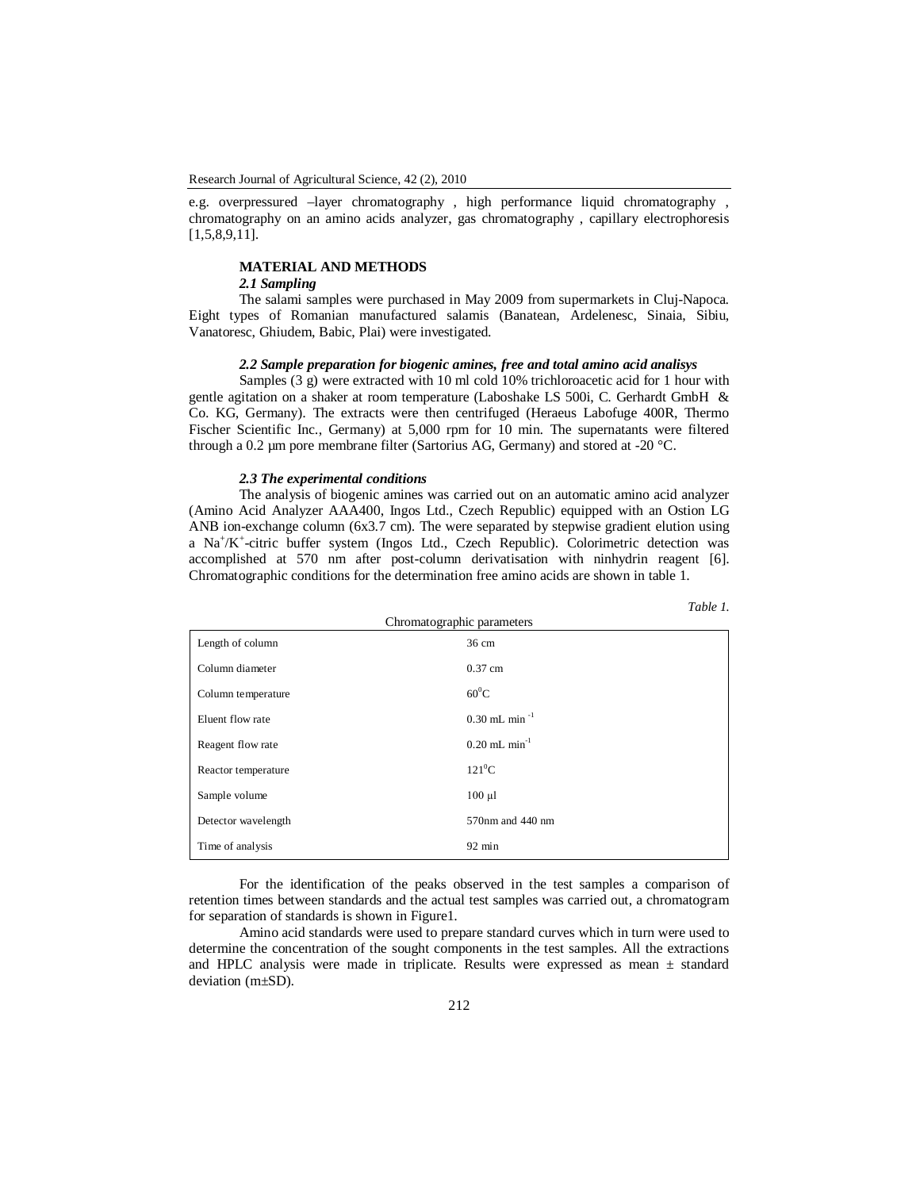e.g. overpressured –layer chromatography , high performance liquid chromatography , chromatography on an amino acids analyzer, gas chromatography , capillary electrophoresis [1,5,8,9,11].

## MATERIAL AND METHODS

### *2.1 Sampling*

The salami samples were purchased in May 2009 from supermarkets in Cluj-Napoca. Eight types of Romanian manufactured salamis (Banatean, Ardelenesc, Sinaia, Sibiu, Vanatoresc, Ghiudem, Babic, Plai) were investigated.

### *2.2 Sample preparation for biogenic amines, free and total amino acid analisys*

Samples (3 g) were extracted with 10 ml cold 10% trichloroacetic acid for 1 hour with gentle agitation on a shaker at room temperature (Laboshake LS 500i, C. Gerhardt GmbH & Co. KG, Germany). The extracts were then centrifuged (Heraeus Labofuge 400R, Thermo Fischer Scientific Inc., Germany) at 5,000 rpm for 10 min. The supernatants were filtered through a 0.2 µm pore membrane filter (Sartorius AG, Germany) and stored at -20 °C.

### *2.3 The experimental conditions*

The analysis of biogenic amines was carried out on an automatic amino acid analyzer (Amino Acid Analyzer AAA400, Ingos Ltd., Czech Republic) equipped with an Ostion LG ANB ion-exchange column (6x3.7 cm). The were separated by stepwise gradient elution using a $Na^{+}/K^{+}$-citric buffer system (Ingos Ltd., Czech Republic). Colorimetric detection was accomplished at 570 nm after post-column derivatisation with ninhydrin reagent [6]. Chromatographic conditions for the determination free amino acids are shown in table 1.

*Table 1.*

Chromatographic parameters

| Parameter | Value |
|---|---|
| Length of column | 36 cm |
| Column diameter | 0.37 cm |
| Column temperature | $60^{0}$C |
| Eluent flow rate | 0.30 mL $min^{-1}$ |
| Reagent flow rate | 0.20 mL $min^{-1}$ |
| Reactor temperature | $121^{0}$C |
| Sample volume | 100 µl |
| Detector wavelength | 570nm and 440 nm |
| Time of analysis | 92 min |

For the identification of the peaks observed in the test samples a comparison of retention times between standards and the actual test samples was carried out, a chromatogram for separation of standards is shown in Figure1.

Amino acid standards were used to prepare standard curves which in turn were used to determine the concentration of the sought components in the test samples. All the extractions and HPLC analysis were made in triplicate. Results were expressed as mean ± standard deviation (m±SD).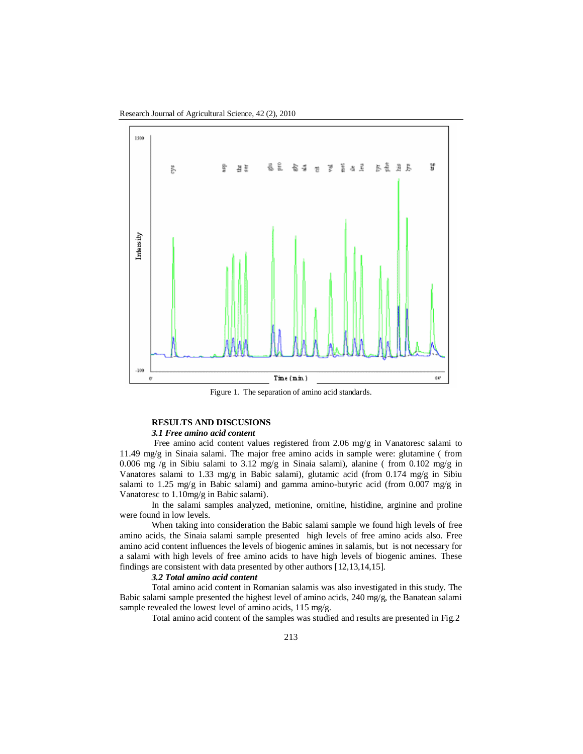Figure 1. The separation of amino acid standards.

## RESULTS AND DISCUSIONS

### *3.1 Free amino acid content*

Free amino acid content values registered from 2.06 mg/g in Vanatoresc salami to 11.49 mg/g in Sinaia salami. The major free amino acids in sample were: glutamine ( from 0.006 mg /g in Sibiu salami to 3.12 mg/g in Sinaia salami), alanine ( from 0.102 mg/g in Vanatores salami to 1.33 mg/g in Babic salami), glutamic acid (from 0.174 mg/g in Sibiu salami to 1.25 mg/g in Babic salami) and gamma amino-butyric acid (from 0.007 mg/g in Vanatoresc to 1.10mg/g in Babic salami).

In the salami samples analyzed, metionine, ornitine, histidine, arginine and proline were found in low levels.

When taking into consideration the Babic salami sample we found high levels of free amino acids, the Sinaia salami sample presented high levels of free amino acids also. Free amino acid content influences the levels of biogenic amines in salamis, but is not necessary for a salami with high levels of free amino acids to have high levels of biogenic amines. These findings are consistent with data presented by other authors [12,13,14,15].

### *3.2 Total amino acid content*

Total amino acid content in Romanian salamis was also investigated in this study. The Babic salami sample presented the highest level of amino acids, 240 mg/g, the Banatean salami sample revealed the lowest level of amino acids, 115 mg/g.

Total amino acid content of the samples was studied and results are presented in Fig.2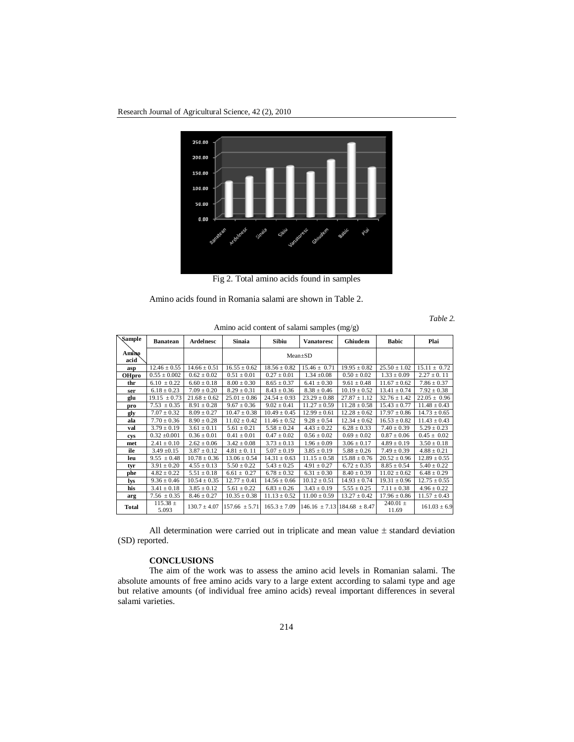Fig 2. Total amino acids found in samples

Amino acids found in Romania salami are shown in Table 2.

*Table 2.*

Amino acid content of salami samples (mg/g)

| Sample / Amino acid | Banatean | Ardelnesc | Sinaia | Sibiu | Vanatoresc | Ghiudem | Babic | Plai |
|---|---|---|---|---|---|---|---|---|
| | | | | Mean±SD | | | | |
| asp | 12.46 ± 0.55 | 14.66 ± 0.51 | 16.55 ± 0.62 | 18.56 ± 0.82 | 15.46 ± 0.71 | 19.95 ± 0.82 | 25.50 ± 1.02 | 15.11 ± 0.72 |
| OHpro | 0.55 ± 0.002 | 0.62 ± 0.02 | 0.51 ± 0.01 | 0.27 ± 0.01 | 1.34 ±0.08 | 0.50 ± 0.02 | 1.33 ± 0.09 | 2.27 ± 0. 11 |
| thr | 6.10 ± 0.22 | 6.60 ± 0.18 | 8.00 ± 0.30 | 8.65 ± 0.37 | 6.41 ± 0.30 | 9.61 ± 0.48 | 11.67 ± 0.62 | 7.86 ± 0.37 |
| ser | 6.18 ± 0.23 | 7.09 ± 0.20 | 8.29 ± 0.31 | 8.43 ± 0.36 | 8.38 ± 0.46 | 10.19 ± 0.52 | 13.41 ± 0.74 | 7.92 ± 0.38 |
| glu | 19.15 ± 0.73 | 21.68 ± 0.62 | 25.01 ± 0.86 | 24.54 ± 0.93 | 23.29 ± 0.88 | 27.87 ± 1.12 | 32.76 ± 1.42 | 22.05 ± 0.96 |
| pro | 7.53 ± 0.35 | 8.91 ± 0.28 | 9.67 ± 0.36 | 9.02 ± 0.41 | 11.27 ± 0.59 | 11.28 ± 0.58 | 15.43 ± 0.77 | 11.48 ± 0.43 |
| gly | 7.07 ± 0.32 | 8.09 ± 0.27 | 10.47 ± 0.38 | 10.49 ± 0.45 | 12.99 ± 0.61 | 12.28 ± 0.62 | 17.97 ± 0.86 | 14.73 ± 0.65 |
| ala | 7.70 ± 0.36 | 8.90 ± 0.28 | 11.02 ± 0.42 | 11.46 ± 0.52 | 9.28 ± 0.54 | 12.34 ± 0.62 | 16.53 ± 0.82 | 11.43 ± 0.43 |
| val | 3.79 ± 0.19 | 3.61 ± 0.11 | 5.61 ± 0.21 | 5.58 ± 0.24 | 4.43 ± 0.22 | 6.28 ± 0.33 | 7.40 ± 0.39 | 5.29 ± 0.23 |
| cys | 0.32 ±0.001 | 0.36 ± 0.01 | 0.41 ± 0.01 | 0.47 ± 0.02 | 0.56 ± 0.02 | 0.69 ± 0.02 | 0.87 ± 0.06 | 0.45 ± 0.02 |
| met | 2.41 ± 0.10 | 2.62 ± 0.06 | 3.42 ± 0.08 | 3.73 ± 0.13 | 1.96 ± 0.09 | 3.06 ± 0.17 | 4.89 ± 0.19 | 3.50 ± 0.18 |
| ile | 3.49 ±0.15 | 3.87 ± 0.12 | 4.81 ± 0. 11 | 5.07 ± 0.19 | 3.85 ± 0.19 | 5.88 ± 0.26 | 7.49 ± 0.39 | 4.88 ± 0.21 |
| leu | 9.55 ± 0.48 | 10.78 ± 0.36 | 13.06 ± 0.54 | 14.31 ± 0.63 | 11.15 ± 0.58 | 15.88 ± 0.76 | 20.52 ± 0.96 | 12.89 ± 0.55 |
| tyr | 3.91 ± 0.20 | 4.55 ± 0.13 | 5.50 ± 0.22 | 5.43 ± 0.25 | 4.91 ± 0.27 | 6.72 ± 0.35 | 8.85 ± 0.54 | 5.40 ± 0.22 |
| phe | 4.82 ± 0.22 | 5.51 ± 0.18 | 6.61 ± 0.27 | 6.78 ± 0.32 | 6.31 ± 0.30 | 8.40 ± 0.39 | 11.02 ± 0.62 | 6.48 ± 0.29 |
| lys | 9.36 ± 0.46 | 10.54 ± 0.35 | 12.77 ± 0.41 | 14.56 ± 0.66 | 10.12 ± 0.51 | 14.93 ± 0.74 | 19.31 ± 0.96 | 12.75 ± 0.55 |
| his | 3.41 ± 0.18 | 3.85 ± 0.12 | 5.61 ± 0.22 | 6.83 ± 0.26 | 3.43 ± 0.19 | 5.55 ± 0.25 | 7.11 ± 0.38 | 4.96 ± 0.22 |
| arg | 7.56 ± 0.35 | 8.46 ± 0.27 | 10.35 ± 0.38 | 11.13 ± 0.52 | 11.00 ± 0.59 | 13.27 ± 0.42 | 17.96 ± 0.86 | 11.57 ± 0.43 |
| Total | 115.38 ± 5.093 | 130.7 ± 4.07 | 157.66 ± 5.71 | 165.3 ± 7.09 | 146.16 ± 7.13 | 184.68 ± 8.47 | 240.01 ± 11.69 | 161.03 ± 6.9 |

All determination were carried out in triplicate and mean value ± standard deviation (SD) reported.

## CONCLUSIONS

The aim of the work was to assess the amino acid levels in Romanian salami. The absolute amounts of free amino acids vary to a large extent according to salami type and age but relative amounts (of individual free amino acids) reveal important differences in several salami varieties.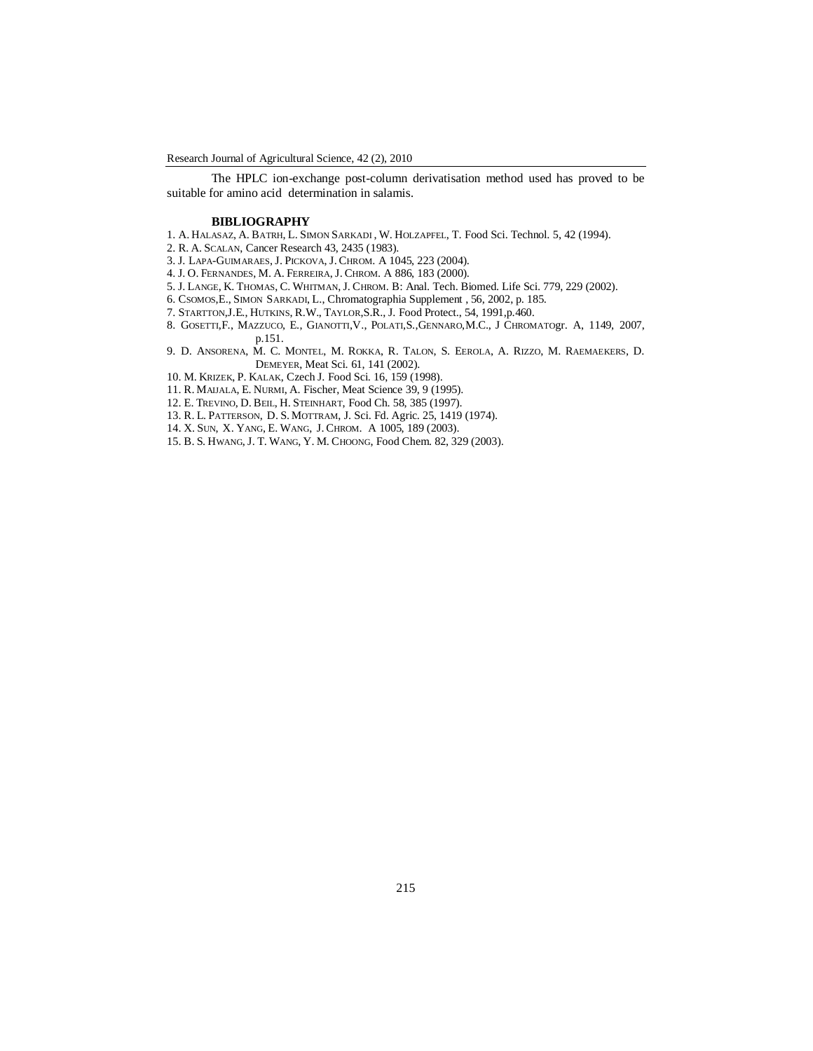The HPLC ion-exchange post-column derivatisation method used has proved to be suitable for amino acid determination in salamis.

## BIBLIOGRAPHY

1. A. Halasaz, A. Batrh, L. Simon Sarkadi , W. Holzapfel, T. Food Sci. Technol. 5, 42 (1994).
2. R. A. Scalan, Cancer Research 43, 2435 (1983).
3. J. Lapa-Guimaraes, J. Pickova, J. Chrom. A 1045, 223 (2004).
4. J. O. Fernandes, M. A. Ferreira, J. Chrom. A 886, 183 (2000).
5. J. Lange, K. Thomas, C. Whitman, J. Chrom. B: Anal. Tech. Biomed. Life Sci. 779, 229 (2002).
6. Csomos,E., Simon Sarkadi, L., Chromatographia Supplement , 56, 2002, p. 185.
7. Startton,J.E., Hutkins, R.W., Taylor,S.R., J. Food Protect., 54, 1991,p.460.
8. Gosetti,F., Mazzuco, E., Gianotti,V., Polati,S.,Gennaro,M.C., J Chromatogr. A, 1149, 2007, p.151.
9. D. Ansorena, M. C. Montel, M. Rokka, R. Talon, S. Eerola, A. Rizzo, M. Raemaekers, D. Demeyer, Meat Sci. 61, 141 (2002).
10. M. Krizek, P. Kalak, Czech J. Food Sci. 16, 159 (1998).
11. R. Maijala, E. Nurmi, A. Fischer, Meat Science 39, 9 (1995).
12. E. Trevino, D. Beil, H. Steinhart, Food Ch. 58, 385 (1997).
13. R. L. Patterson, D. S. Mottram, J. Sci. Fd. Agric. 25, 1419 (1974).
14. X. Sun, X. Yang, E. Wang, J. Chrom. A 1005, 189 (2003).
15. B. S. Hwang, J. T. Wang, Y. M. Choong, Food Chem. 82, 329 (2003).